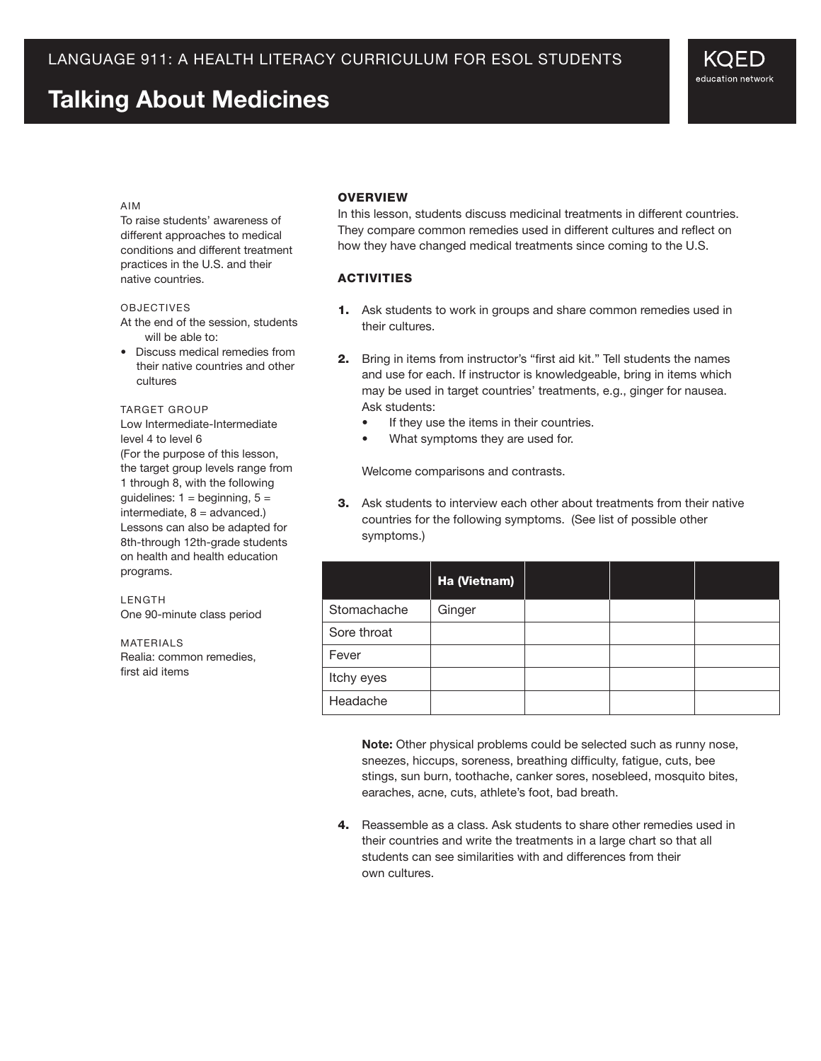LANGUAGE 911: A HEALTH LITERACY CURRICULUM FOR ESOL STUDENTS

# Talking About Medicines

KQED education network

AIM

To raise students' awareness of different approaches to medical conditions and different treatment practices in the U.S. and their native countries.

OBJECTIVES

At the end of the session, students will be able to:

- Discuss medical remedies from their native countries and other cultures

TARGET GROUP

Low Intermediate-Intermediate level 4 to level 6
(For the purpose of this lesson, the target group levels range from 1 through 8, with the following guidelines: 1 = beginning, 5 = intermediate, 8 = advanced.) Lessons can also be adapted for 8th-through 12th-grade students on health and health education programs.

LENGTH

One 90-minute class period

MATERIALS

Realia: common remedies, first aid items

## OVERVIEW

In this lesson, students discuss medicinal treatments in different countries. They compare common remedies used in different cultures and reflect on how they have changed medical treatments since coming to the U.S.

## ACTIVITIES

1. Ask students to work in groups and share common remedies used in their cultures.

2. Bring in items from instructor's "first aid kit." Tell students the names and use for each. If instructor is knowledgeable, bring in items which may be used in target countries' treatments, e.g., ginger for nausea. Ask students:
   - If they use the items in their countries.
   - What symptoms they are used for.

   Welcome comparisons and contrasts.

3. Ask students to interview each other about treatments from their native countries for the following symptoms. (See list of possible other symptoms.)

| | Ha (Vietnam) | | | |
|---|---|---|---|---|
| Stomachache | Ginger | | | |
| Sore throat | | | | |
| Fever | | | | |
| Itchy eyes | | | | |
| Headache | | | | |

   **Note:** Other physical problems could be selected such as runny nose, sneezes, hiccups, soreness, breathing difficulty, fatigue, cuts, bee stings, sun burn, toothache, canker sores, nosebleed, mosquito bites, earaches, acne, cuts, athlete's foot, bad breath.

4. Reassemble as a class. Ask students to share other remedies used in their countries and write the treatments in a large chart so that all students can see similarities with and differences from their own cultures.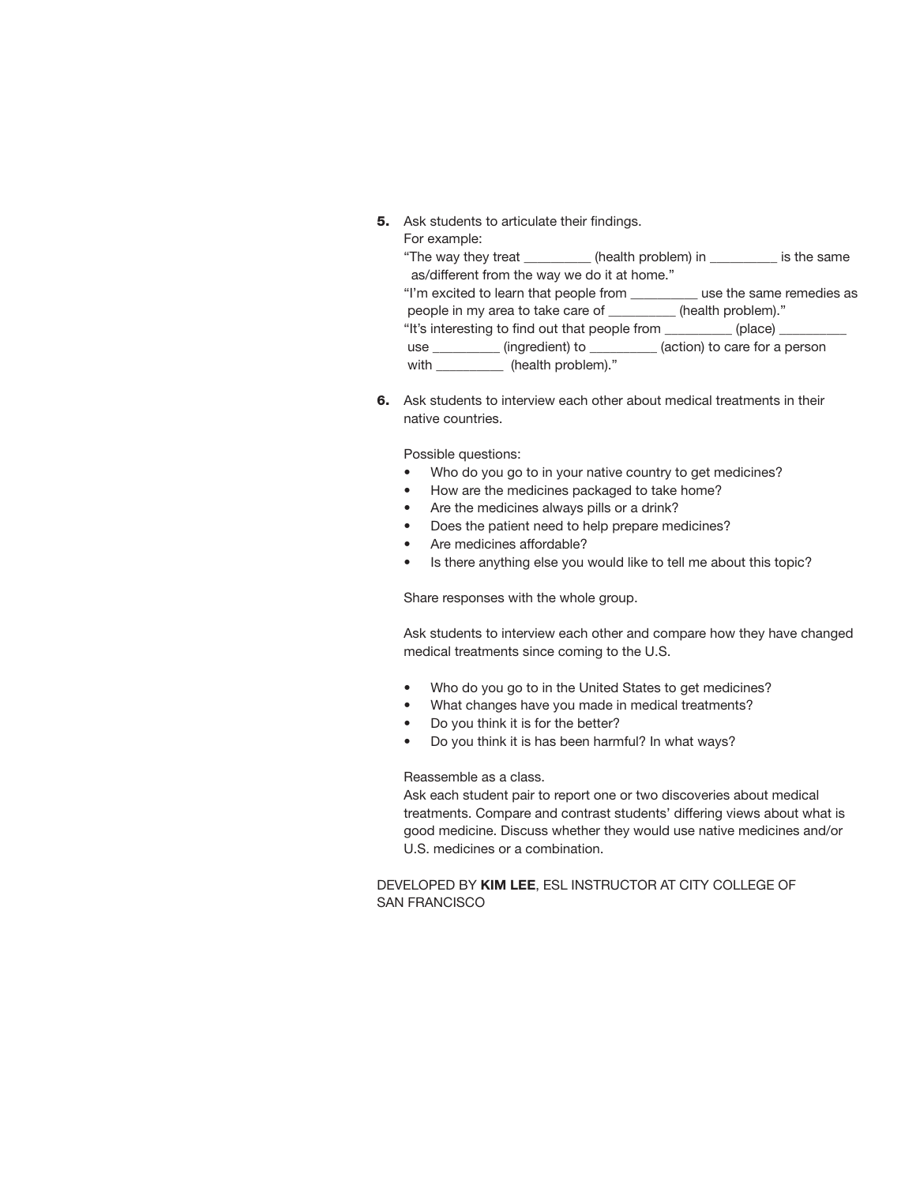5. Ask students to articulate their findings.

   For example:

   "The way they treat _________ (health problem) in _________ is the same as/different from the way we do it at home."

   "I'm excited to learn that people from _________ use the same remedies as people in my area to take care of _________ (health problem)."

   "It's interesting to find out that people from _________ (place) _________ use _________ (ingredient) to _________ (action) to care for a person with _________ (health problem)."

6. Ask students to interview each other about medical treatments in their native countries.

   Possible questions:

   - Who do you go to in your native country to get medicines?
   - How are the medicines packaged to take home?
   - Are the medicines always pills or a drink?
   - Does the patient need to help prepare medicines?
   - Are medicines affordable?
   - Is there anything else you would like to tell me about this topic?

   Share responses with the whole group.

   Ask students to interview each other and compare how they have changed medical treatments since coming to the U.S.

   - Who do you go to in the United States to get medicines?
   - What changes have you made in medical treatments?
   - Do you think it is for the better?
   - Do you think it is has been harmful? In what ways?

   Reassemble as a class.

   Ask each student pair to report one or two discoveries about medical treatments. Compare and contrast students' differing views about what is good medicine. Discuss whether they would use native medicines and/or U.S. medicines or a combination.

DEVELOPED BY **KIM LEE**, ESL INSTRUCTOR AT CITY COLLEGE OF SAN FRANCISCO